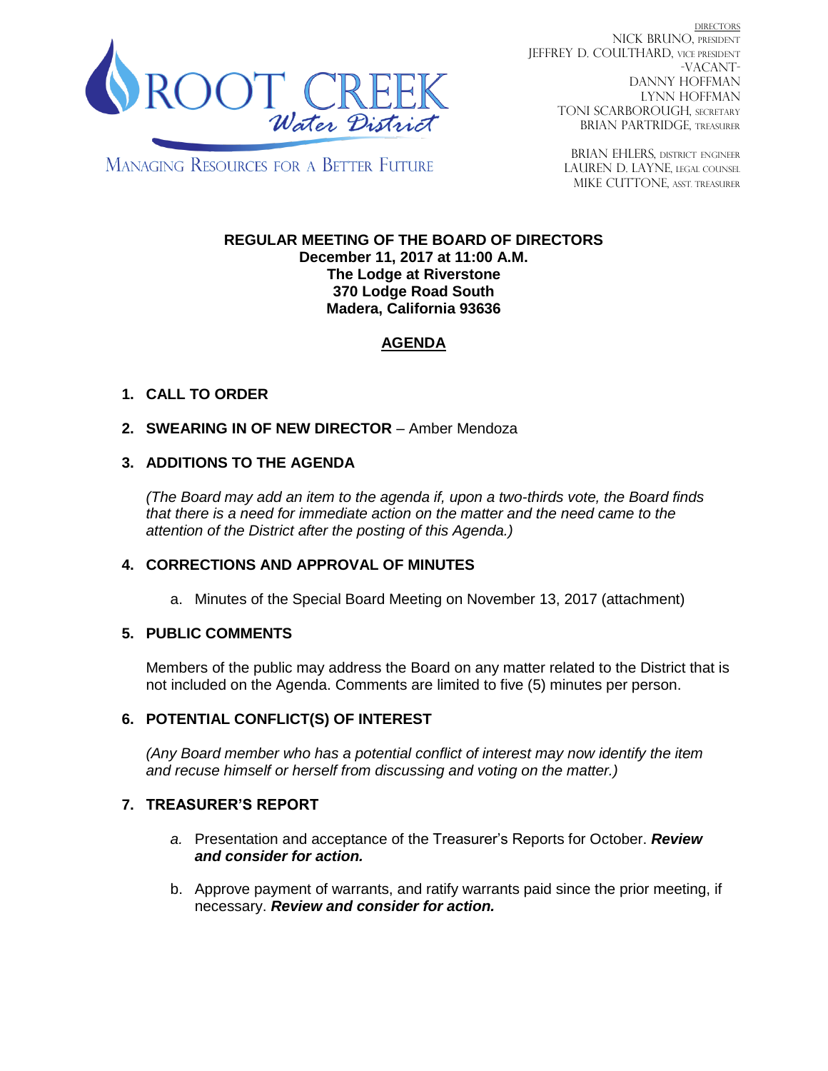Root Creek Water District

MANAGING RESOURCES FOR A BETTER FUTURE

DIRECTORS
NICK BRUNO, PRESIDENT
JEFFREY D. COULTHARD, VICE PRESIDENT
-VACANT-
DANNY HOFFMAN
LYNN HOFFMAN
TONI SCARBOROUGH, SECRETARY
BRIAN PARTRIDGE, TREASURER

BRIAN EHLERS, DISTRICT ENGINEER
LAUREN D. LAYNE, LEGAL COUNSEL
MIKE CUTTONE, ASST. TREASURER

**REGULAR MEETING OF THE BOARD OF DIRECTORS**
**December 11, 2017 at 11:00 A.M.**
**The Lodge at Riverstone**
**370 Lodge Road South**
**Madera, California 93636**

## AGENDA

1. **CALL TO ORDER**

2. **SWEARING IN OF NEW DIRECTOR** – Amber Mendoza

3. **ADDITIONS TO THE AGENDA**

   *(The Board may add an item to the agenda if, upon a two-thirds vote, the Board finds that there is a need for immediate action on the matter and the need came to the attention of the District after the posting of this Agenda.)*

4. **CORRECTIONS AND APPROVAL OF MINUTES**

   a. Minutes of the Special Board Meeting on November 13, 2017 (attachment)

5. **PUBLIC COMMENTS**

   Members of the public may address the Board on any matter related to the District that is not included on the Agenda. Comments are limited to five (5) minutes per person.

6. **POTENTIAL CONFLICT(S) OF INTEREST**

   *(Any Board member who has a potential conflict of interest may now identify the item and recuse himself or herself from discussing and voting on the matter.)*

7. **TREASURER'S REPORT**

   a. Presentation and acceptance of the Treasurer's Reports for October. ***Review and consider for action.***

   b. Approve payment of warrants, and ratify warrants paid since the prior meeting, if necessary. ***Review and consider for action.***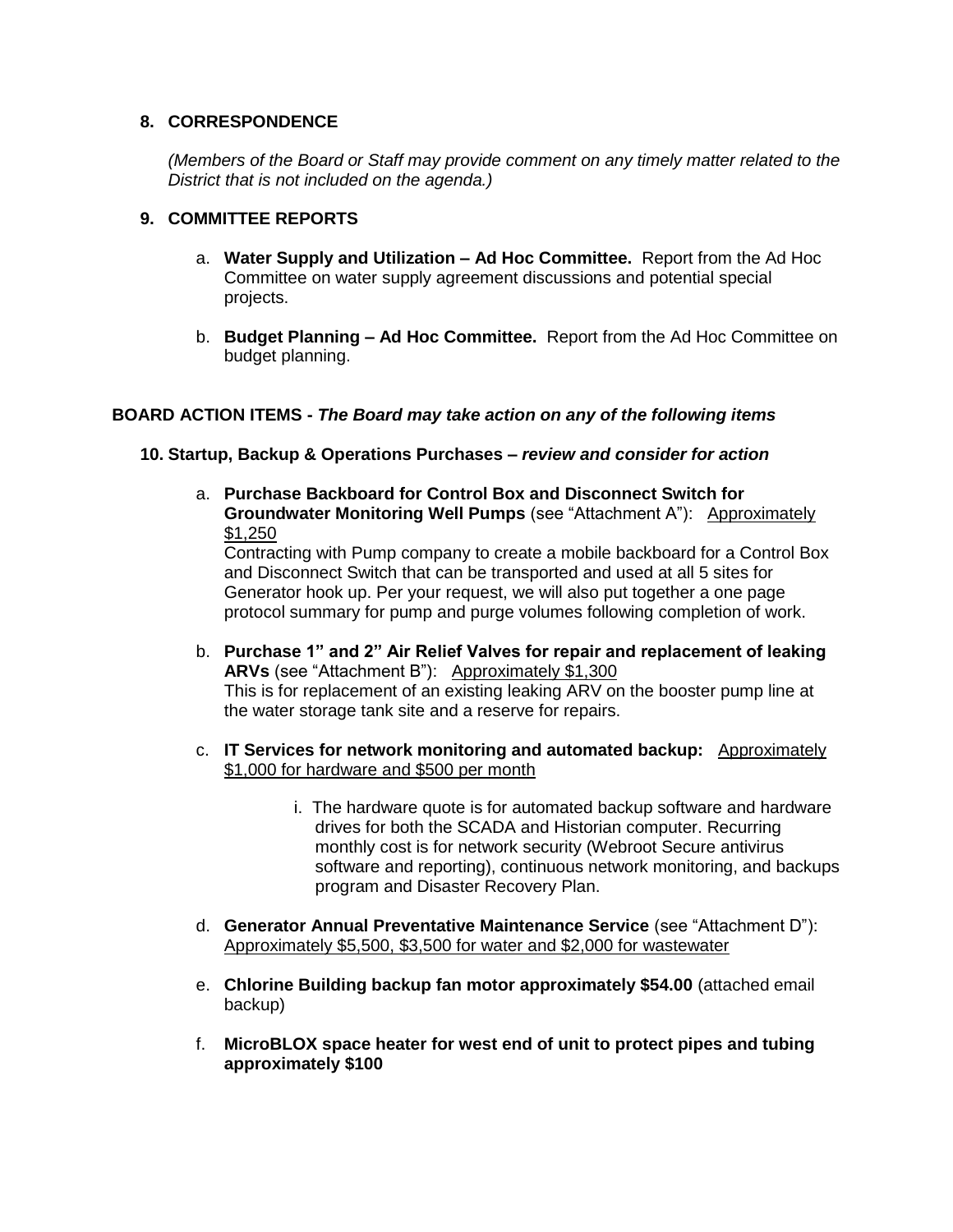## 8. CORRESPONDENCE

*(Members of the Board or Staff may provide comment on any timely matter related to the District that is not included on the agenda.)*

## 9. COMMITTEE REPORTS

a. **Water Supply and Utilization – Ad Hoc Committee.** Report from the Ad Hoc Committee on water supply agreement discussions and potential special projects.

b. **Budget Planning – Ad Hoc Committee.** Report from the Ad Hoc Committee on budget planning.

## BOARD ACTION ITEMS - *The Board may take action on any of the following items*

### 10. Startup, Backup & Operations Purchases – *review and consider for action*

a. **Purchase Backboard for Control Box and Disconnect Switch for Groundwater Monitoring Well Pumps** (see "Attachment A"): <u>Approximately $1,250</u>
Contracting with Pump company to create a mobile backboard for a Control Box and Disconnect Switch that can be transported and used at all 5 sites for Generator hook up. Per your request, we will also put together a one page protocol summary for pump and purge volumes following completion of work.

b. **Purchase 1" and 2" Air Relief Valves for repair and replacement of leaking ARVs** (see "Attachment B"): <u>Approximately $1,300</u>
This is for replacement of an existing leaking ARV on the booster pump line at the water storage tank site and a reserve for repairs.

c. **IT Services for network monitoring and automated backup:** <u>Approximately $1,000 for hardware and $500 per month</u>

   i. The hardware quote is for automated backup software and hardware drives for both the SCADA and Historian computer. Recurring monthly cost is for network security (Webroot Secure antivirus software and reporting), continuous network monitoring, and backups program and Disaster Recovery Plan.

d. **Generator Annual Preventative Maintenance Service** (see "Attachment D"): <u>Approximately $5,500, $3,500 for water and $2,000 for wastewater</u>

e. **Chlorine Building backup fan motor approximately $54.00** (attached email backup)

f. **MicroBLOX space heater for west end of unit to protect pipes and tubing approximately $100**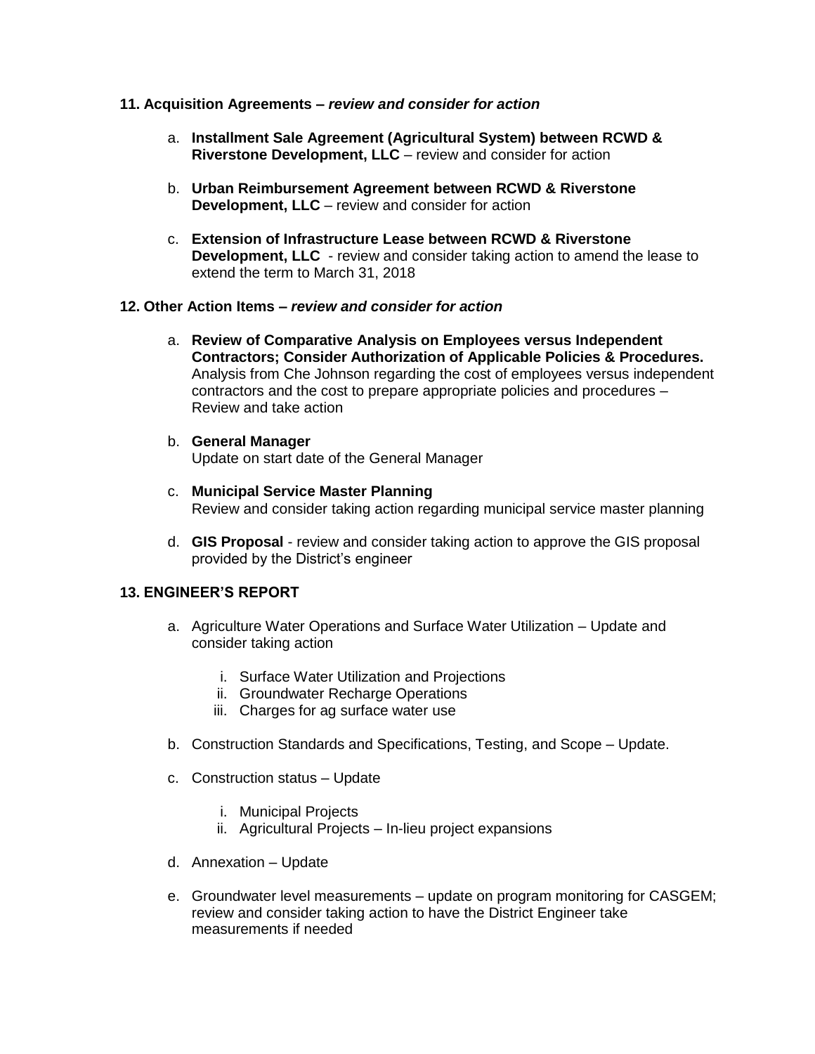**11. Acquisition Agreements –** ***review and consider for action***

a. **Installment Sale Agreement (Agricultural System) between RCWD & Riverstone Development, LLC** – review and consider for action

b. **Urban Reimbursement Agreement between RCWD & Riverstone Development, LLC** – review and consider for action

c. **Extension of Infrastructure Lease between RCWD & Riverstone Development, LLC** - review and consider taking action to amend the lease to extend the term to March 31, 2018

**12. Other Action Items –** ***review and consider for action***

a. **Review of Comparative Analysis on Employees versus Independent Contractors; Consider Authorization of Applicable Policies & Procedures.** Analysis from Che Johnson regarding the cost of employees versus independent contractors and the cost to prepare appropriate policies and procedures – Review and take action

b. **General Manager**
   Update on start date of the General Manager

c. **Municipal Service Master Planning**
   Review and consider taking action regarding municipal service master planning

d. **GIS Proposal** - review and consider taking action to approve the GIS proposal provided by the District's engineer

**13. ENGINEER'S REPORT**

a. Agriculture Water Operations and Surface Water Utilization – Update and consider taking action

   i. Surface Water Utilization and Projections
   ii. Groundwater Recharge Operations
   iii. Charges for ag surface water use

b. Construction Standards and Specifications, Testing, and Scope – Update.

c. Construction status – Update

   i. Municipal Projects
   ii. Agricultural Projects – In-lieu project expansions

d. Annexation – Update

e. Groundwater level measurements – update on program monitoring for CASGEM; review and consider taking action to have the District Engineer take measurements if needed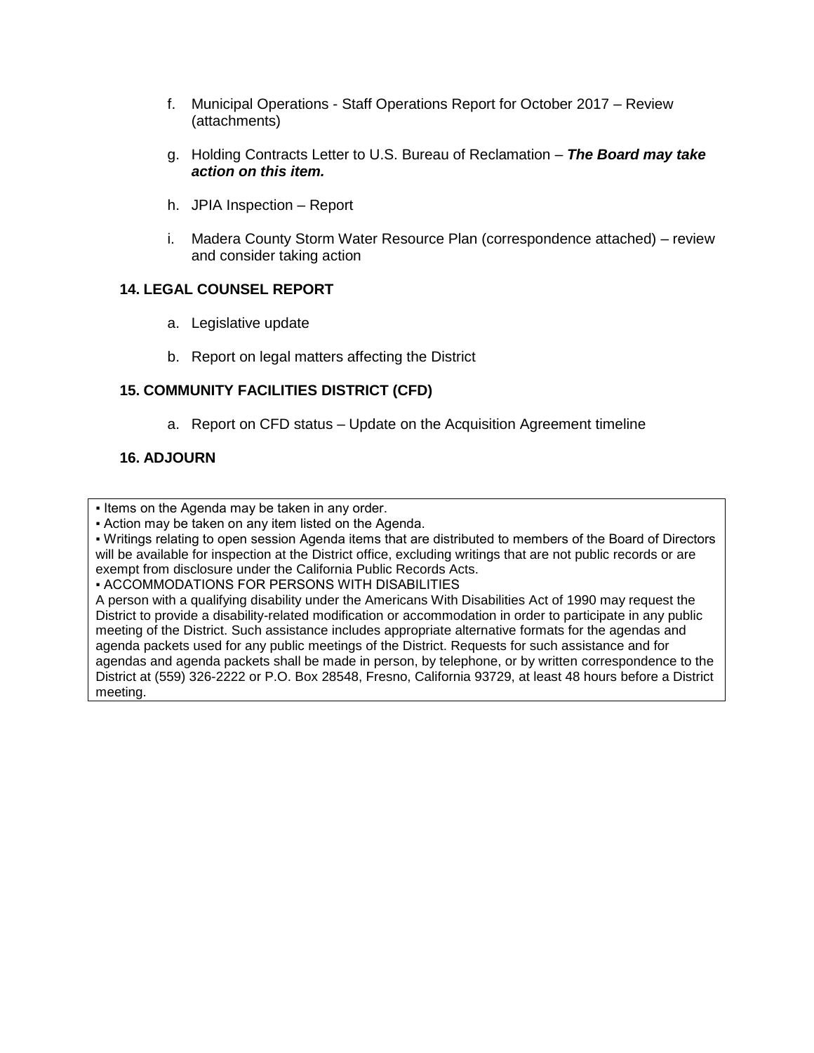f. Municipal Operations - Staff Operations Report for October 2017 – Review (attachments)

g. Holding Contracts Letter to U.S. Bureau of Reclamation – ***The Board may take action on this item.***

h. JPIA Inspection – Report

i. Madera County Storm Water Resource Plan (correspondence attached) – review and consider taking action

**14. LEGAL COUNSEL REPORT**

a. Legislative update

b. Report on legal matters affecting the District

**15. COMMUNITY FACILITIES DISTRICT (CFD)**

a. Report on CFD status – Update on the Acquisition Agreement timeline

**16. ADJOURN**

▪ Items on the Agenda may be taken in any order.
▪ Action may be taken on any item listed on the Agenda.
▪ Writings relating to open session Agenda items that are distributed to members of the Board of Directors will be available for inspection at the District office, excluding writings that are not public records or are exempt from disclosure under the California Public Records Acts.
▪ ACCOMMODATIONS FOR PERSONS WITH DISABILITIES
A person with a qualifying disability under the Americans With Disabilities Act of 1990 may request the District to provide a disability-related modification or accommodation in order to participate in any public meeting of the District. Such assistance includes appropriate alternative formats for the agendas and agenda packets used for any public meetings of the District. Requests for such assistance and for agendas and agenda packets shall be made in person, by telephone, or by written correspondence to the District at (559) 326-2222 or P.O. Box 28548, Fresno, California 93729, at least 48 hours before a District meeting.